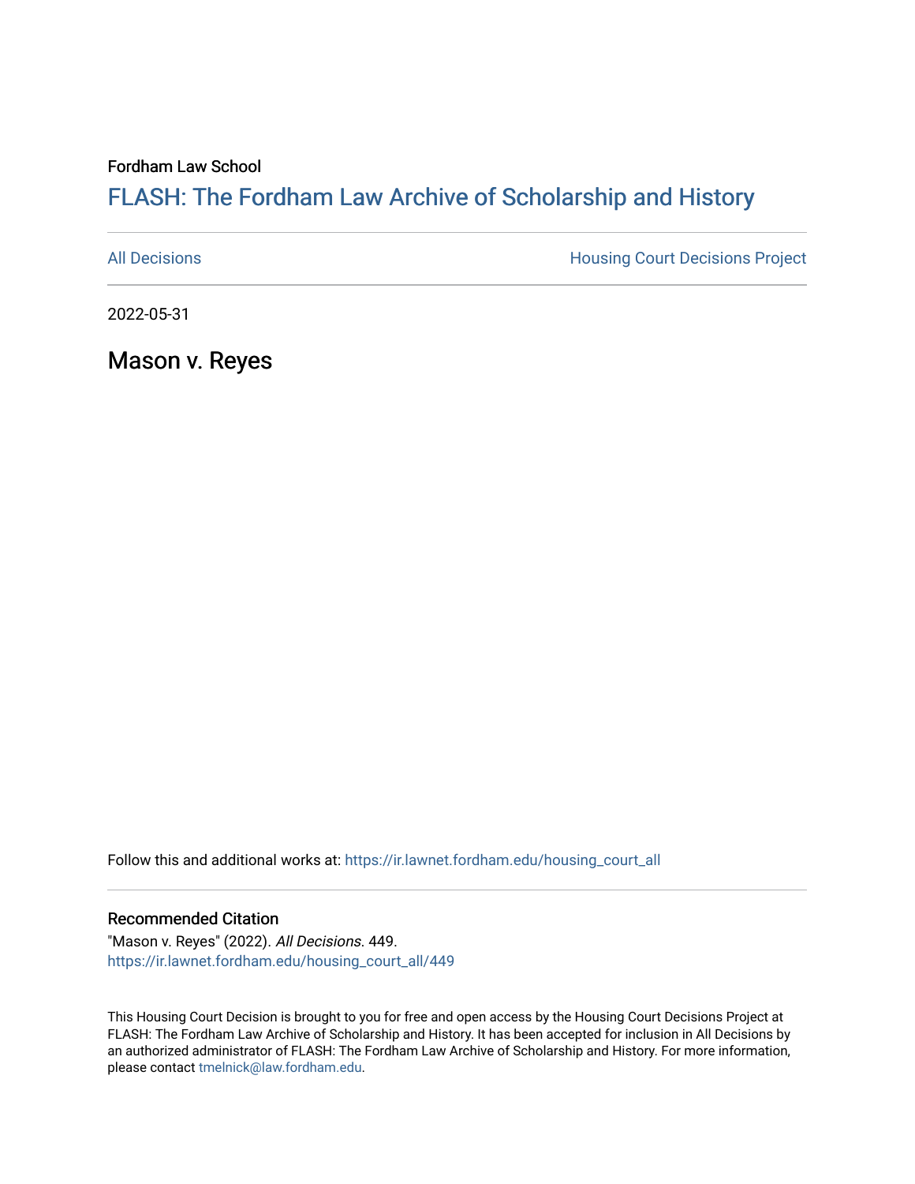Fordham Law School

# FLASH: The Fordham Law Archive of Scholarship and History

All Decisions | Housing Court Decisions Project

2022-05-31

## Mason v. Reyes

Follow this and additional works at: https://ir.lawnet.fordham.edu/housing_court_all

### Recommended Citation

"Mason v. Reyes" (2022). *All Decisions*. 449.
https://ir.lawnet.fordham.edu/housing_court_all/449

This Housing Court Decision is brought to you for free and open access by the Housing Court Decisions Project at FLASH: The Fordham Law Archive of Scholarship and History. It has been accepted for inclusion in All Decisions by an authorized administrator of FLASH: The Fordham Law Archive of Scholarship and History. For more information, please contact tmelnick@law.fordham.edu.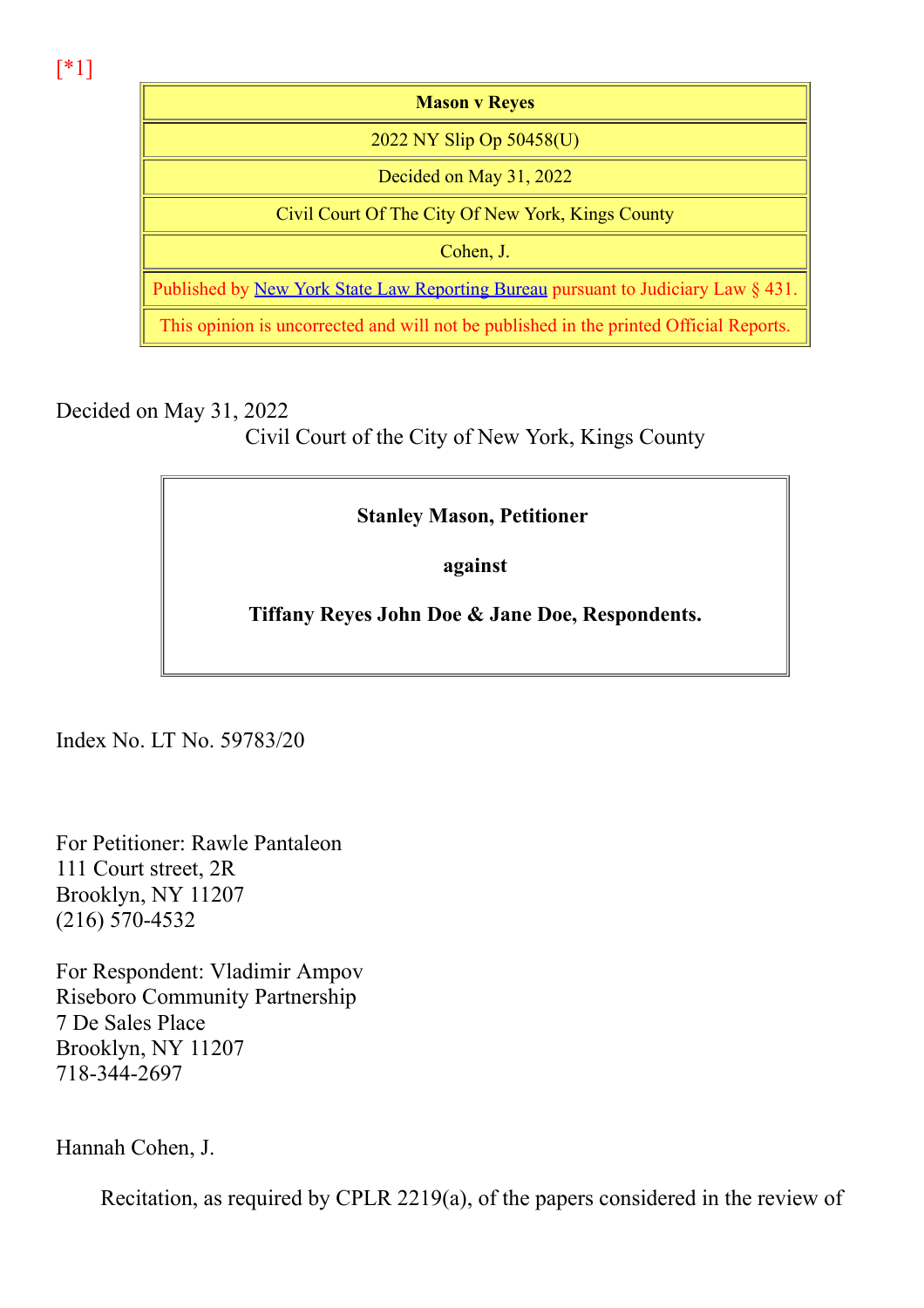[*1]

| Mason v Reyes |
| --- |
| 2022 NY Slip Op 50458(U) |
| Decided on May 31, 2022 |
| Civil Court Of The City Of New York, Kings County |
| Cohen, J. |
| Published by New York State Law Reporting Bureau pursuant to Judiciary Law § 431. |
| This opinion is uncorrected and will not be published in the printed Official Reports. |

Decided on May 31, 2022

Civil Court of the City of New York, Kings County

**Stanley Mason, Petitioner**

**against**

**Tiffany Reyes John Doe & Jane Doe, Respondents.**

Index No. LT No. 59783/20

For Petitioner: Rawle Pantaleon
111 Court street, 2R
Brooklyn, NY 11207
(216) 570-4532

For Respondent: Vladimir Ampov
Riseboro Community Partnership
7 De Sales Place
Brooklyn, NY 11207
718-344-2697

Hannah Cohen, J.

Recitation, as required by CPLR 2219(a), of the papers considered in the review of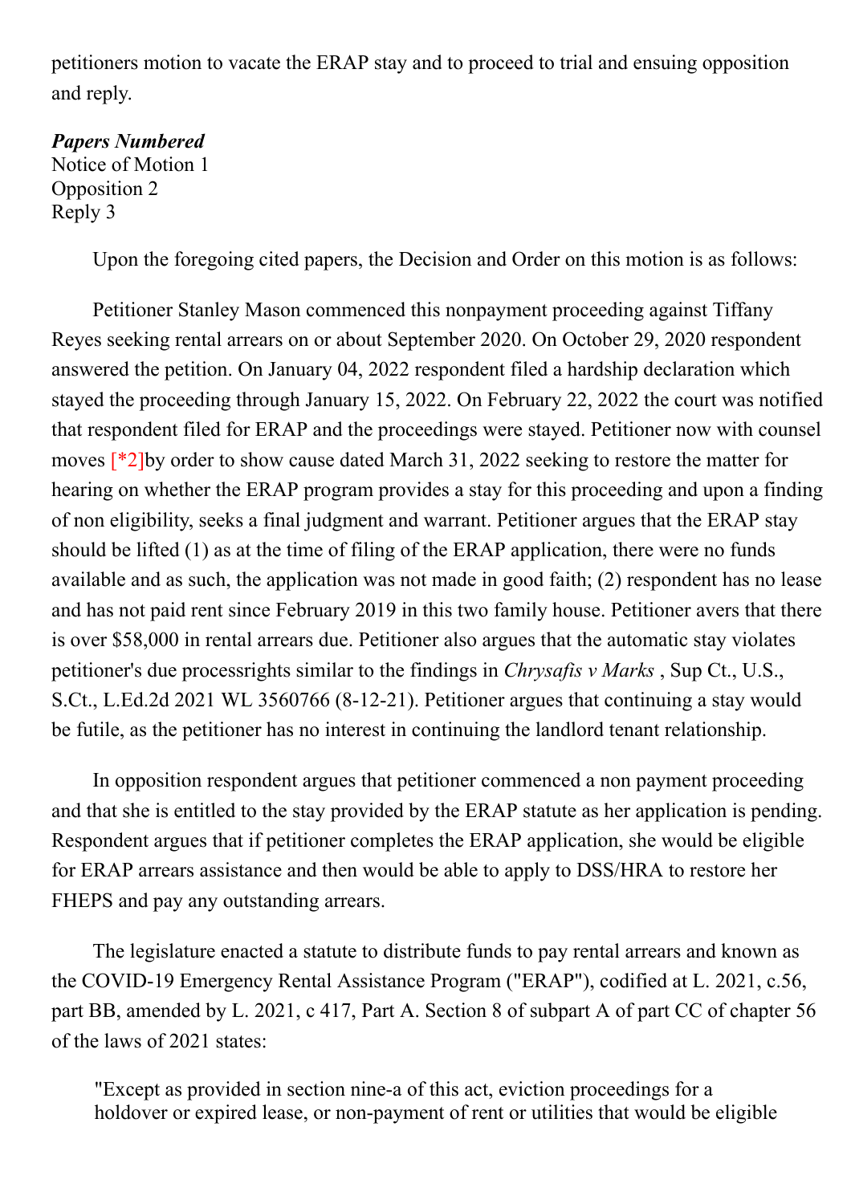petitioners motion to vacate the ERAP stay and to proceed to trial and ensuing opposition and reply.

***Papers Numbered***
Notice of Motion 1
Opposition 2
Reply 3

Upon the foregoing cited papers, the Decision and Order on this motion is as follows:

Petitioner Stanley Mason commenced this nonpayment proceeding against Tiffany Reyes seeking rental arrears on or about September 2020. On October 29, 2020 respondent answered the petition. On January 04, 2022 respondent filed a hardship declaration which stayed the proceeding through January 15, 2022. On February 22, 2022 the court was notified that respondent filed for ERAP and the proceedings were stayed. Petitioner now with counsel moves [*2]by order to show cause dated March 31, 2022 seeking to restore the matter for hearing on whether the ERAP program provides a stay for this proceeding and upon a finding of non eligibility, seeks a final judgment and warrant. Petitioner argues that the ERAP stay should be lifted (1) as at the time of filing of the ERAP application, there were no funds available and as such, the application was not made in good faith; (2) respondent has no lease and has not paid rent since February 2019 in this two family house. Petitioner avers that there is over $58,000 in rental arrears due. Petitioner also argues that the automatic stay violates petitioner's due processrights similar to the findings in *Chrysafis v Marks* , Sup Ct., U.S., S.Ct., L.Ed.2d 2021 WL 3560766 (8-12-21). Petitioner argues that continuing a stay would be futile, as the petitioner has no interest in continuing the landlord tenant relationship.

In opposition respondent argues that petitioner commenced a non payment proceeding and that she is entitled to the stay provided by the ERAP statute as her application is pending. Respondent argues that if petitioner completes the ERAP application, she would be eligible for ERAP arrears assistance and then would be able to apply to DSS/HRA to restore her FHEPS and pay any outstanding arrears.

The legislature enacted a statute to distribute funds to pay rental arrears and known as the COVID-19 Emergency Rental Assistance Program ("ERAP"), codified at L. 2021, c.56, part BB, amended by L. 2021, c 417, Part A. Section 8 of subpart A of part CC of chapter 56 of the laws of 2021 states:

> "Except as provided in section nine-a of this act, eviction proceedings for a holdover or expired lease, or non-payment of rent or utilities that would be eligible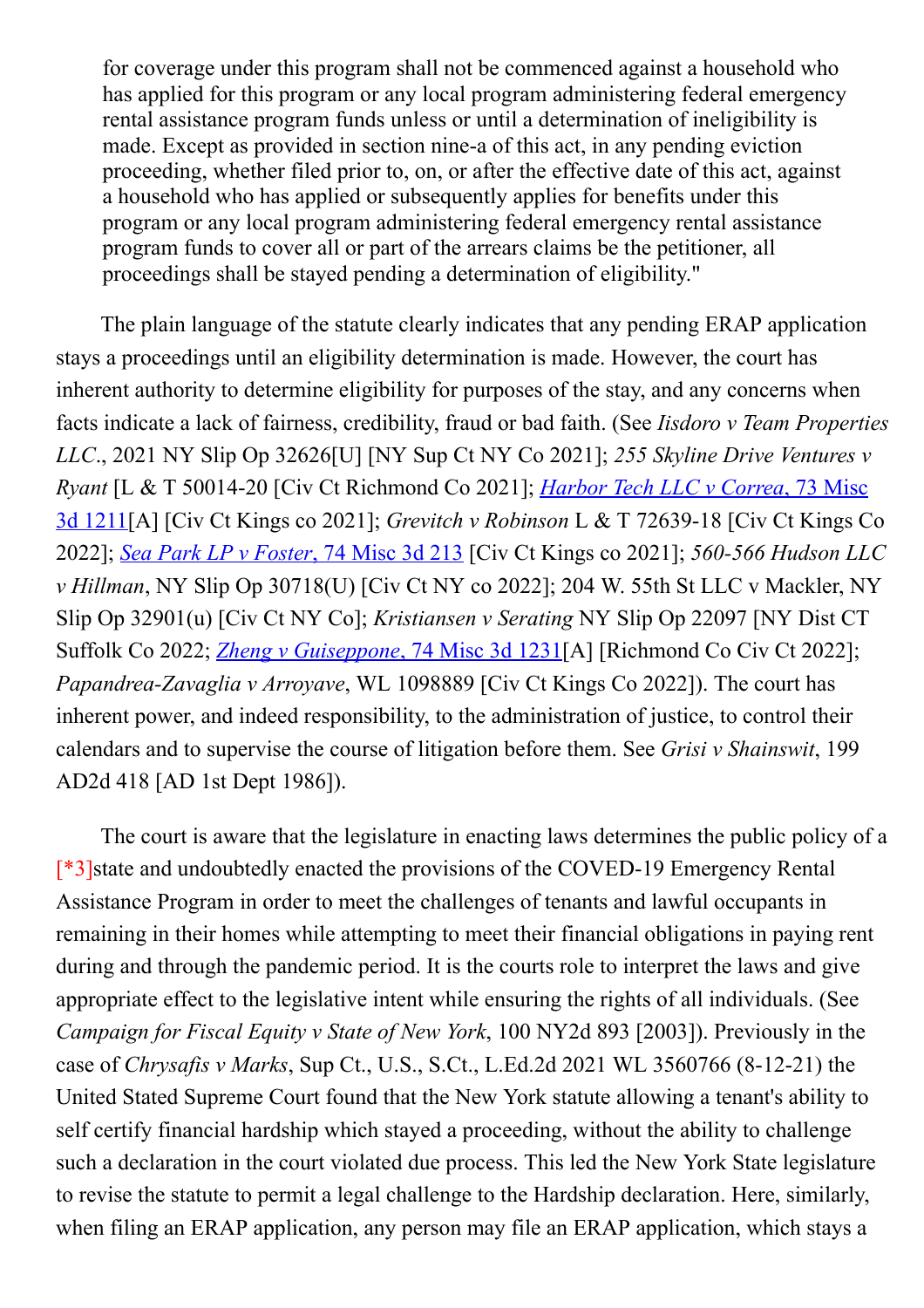for coverage under this program shall not be commenced against a household who has applied for this program or any local program administering federal emergency rental assistance program funds unless or until a determination of ineligibility is made. Except as provided in section nine-a of this act, in any pending eviction proceeding, whether filed prior to, on, or after the effective date of this act, against a household who has applied or subsequently applies for benefits under this program or any local program administering federal emergency rental assistance program funds to cover all or part of the arrears claims be the petitioner, all proceedings shall be stayed pending a determination of eligibility."

The plain language of the statute clearly indicates that any pending ERAP application stays a proceedings until an eligibility determination is made. However, the court has inherent authority to determine eligibility for purposes of the stay, and any concerns when facts indicate a lack of fairness, credibility, fraud or bad faith. (See *Iisdoro v Team Properties LLC*., 2021 NY Slip Op 32626[U] [NY Sup Ct NY Co 2021]; *255 Skyline Drive Ventures v Ryant* [L & T 50014-20 [Civ Ct Richmond Co 2021]; [*Harbor Tech LLC v Correa*, 73 Misc 3d 1211](#)[A] [Civ Ct Kings co 2021]; *Grevitch v Robinson* L & T 72639-18 [Civ Ct Kings Co 2022]; [*Sea Park LP v Foster*, 74 Misc 3d 213](#) [Civ Ct Kings co 2021]; *560-566 Hudson LLC v Hillman*, NY Slip Op 30718(U) [Civ Ct NY co 2022]; 204 W. 55th St LLC v Mackler, NY Slip Op 32901(u) [Civ Ct NY Co]; *Kristiansen v Serating* NY Slip Op 22097 [NY Dist CT Suffolk Co 2022; [*Zheng v Guiseppone*, 74 Misc 3d 1231](#)[A] [Richmond Co Civ Ct 2022]; *Papandrea-Zavaglia v Arroyave*, WL 1098889 [Civ Ct Kings Co 2022]). The court has inherent power, and indeed responsibility, to the administration of justice, to control their calendars and to supervise the course of litigation before them. See *Grisi v Shainswit*, 199 AD2d 418 [AD 1st Dept 1986]).

The court is aware that the legislature in enacting laws determines the public policy of a [*3]state and undoubtedly enacted the provisions of the COVED-19 Emergency Rental Assistance Program in order to meet the challenges of tenants and lawful occupants in remaining in their homes while attempting to meet their financial obligations in paying rent during and through the pandemic period. It is the courts role to interpret the laws and give appropriate effect to the legislative intent while ensuring the rights of all individuals. (See *Campaign for Fiscal Equity v State of New York*, 100 NY2d 893 [2003]). Previously in the case of *Chrysafis v Marks*, Sup Ct., U.S., S.Ct., L.Ed.2d 2021 WL 3560766 (8-12-21) the United Stated Supreme Court found that the New York statute allowing a tenant's ability to self certify financial hardship which stayed a proceeding, without the ability to challenge such a declaration in the court violated due process. This led the New York State legislature to revise the statute to permit a legal challenge to the Hardship declaration. Here, similarly, when filing an ERAP application, any person may file an ERAP application, which stays a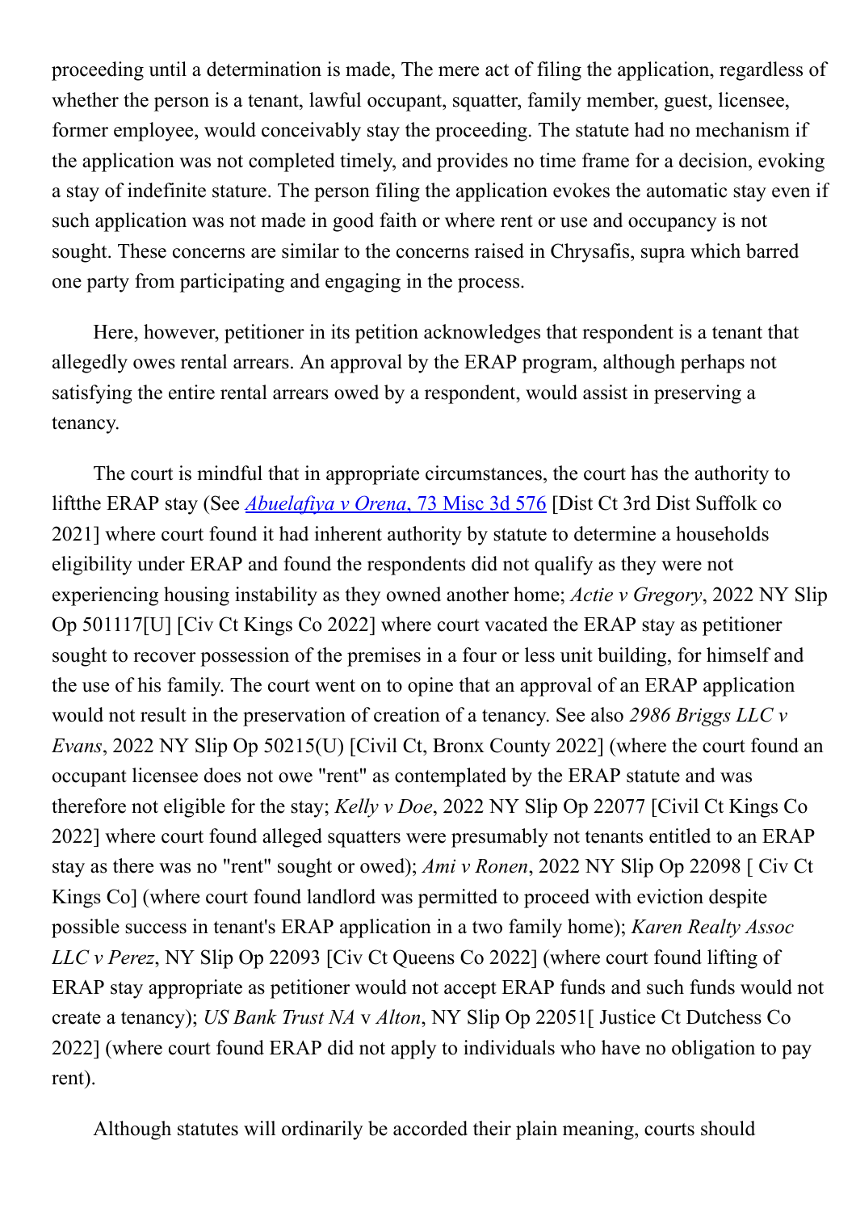proceeding until a determination is made, The mere act of filing the application, regardless of whether the person is a tenant, lawful occupant, squatter, family member, guest, licensee, former employee, would conceivably stay the proceeding. The statute had no mechanism if the application was not completed timely, and provides no time frame for a decision, evoking a stay of indefinite stature. The person filing the application evokes the automatic stay even if such application was not made in good faith or where rent or use and occupancy is not sought. These concerns are similar to the concerns raised in Chrysafis, supra which barred one party from participating and engaging in the process.

Here, however, petitioner in its petition acknowledges that respondent is a tenant that allegedly owes rental arrears. An approval by the ERAP program, although perhaps not satisfying the entire rental arrears owed by a respondent, would assist in preserving a tenancy.

The court is mindful that in appropriate circumstances, the court has the authority to liftthe ERAP stay (See *Abuelafiya v Orena*, 73 Misc 3d 576 [Dist Ct 3rd Dist Suffolk co 2021] where court found it had inherent authority by statute to determine a households eligibility under ERAP and found the respondents did not qualify as they were not experiencing housing instability as they owned another home; *Actie v Gregory*, 2022 NY Slip Op 501117[U] [Civ Ct Kings Co 2022] where court vacated the ERAP stay as petitioner sought to recover possession of the premises in a four or less unit building, for himself and the use of his family. The court went on to opine that an approval of an ERAP application would not result in the preservation of creation of a tenancy. See also *2986 Briggs LLC v Evans*, 2022 NY Slip Op 50215(U) [Civil Ct, Bronx County 2022] (where the court found an occupant licensee does not owe "rent" as contemplated by the ERAP statute and was therefore not eligible for the stay; *Kelly v Doe*, 2022 NY Slip Op 22077 [Civil Ct Kings Co 2022] where court found alleged squatters were presumably not tenants entitled to an ERAP stay as there was no "rent" sought or owed); *Ami v Ronen*, 2022 NY Slip Op 22098 [ Civ Ct Kings Co] (where court found landlord was permitted to proceed with eviction despite possible success in tenant's ERAP application in a two family home); *Karen Realty Assoc LLC v Perez*, NY Slip Op 22093 [Civ Ct Queens Co 2022] (where court found lifting of ERAP stay appropriate as petitioner would not accept ERAP funds and such funds would not create a tenancy); *US Bank Trust NA* v *Alton*, NY Slip Op 22051[ Justice Ct Dutchess Co 2022] (where court found ERAP did not apply to individuals who have no obligation to pay rent).

Although statutes will ordinarily be accorded their plain meaning, courts should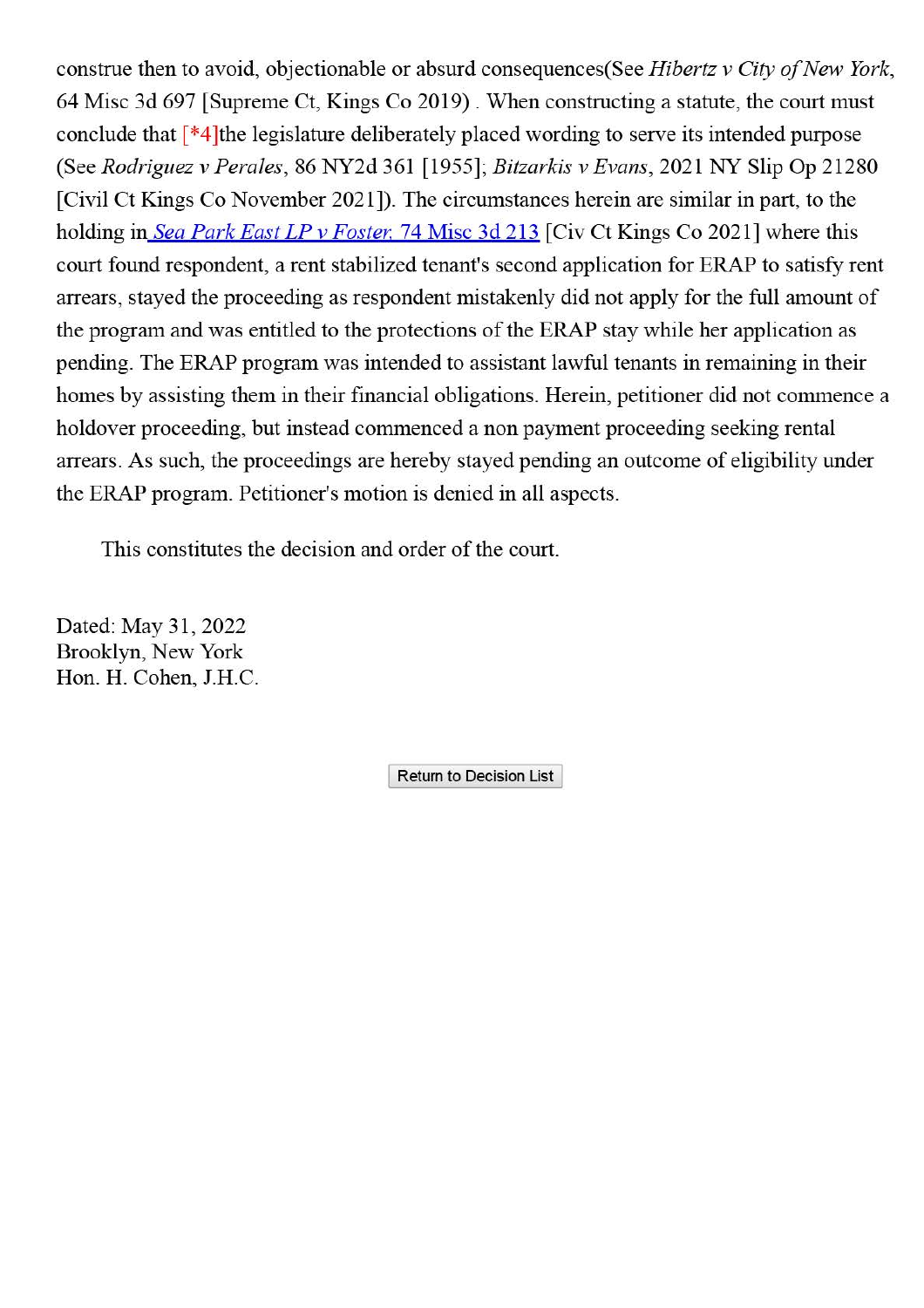construe then to avoid, objectionable or absurd consequences(See *Hibertz v City of New York*, 64 Misc 3d 697 [Supreme Ct, Kings Co 2019) . When constructing a statute, the court must conclude that [*4]the legislature deliberately placed wording to serve its intended purpose (See *Rodriguez v Perales*, 86 NY2d 361 [1955]; *Bitzarkis v Evans*, 2021 NY Slip Op 21280 [Civil Ct Kings Co November 2021]). The circumstances herein are similar in part, to the holding in *Sea Park East LP v Foster*, 74 Misc 3d 213 [Civ Ct Kings Co 2021] where this court found respondent, a rent stabilized tenant's second application for ERAP to satisfy rent arrears, stayed the proceeding as respondent mistakenly did not apply for the full amount of the program and was entitled to the protections of the ERAP stay while her application as pending. The ERAP program was intended to assistant lawful tenants in remaining in their homes by assisting them in their financial obligations. Herein, petitioner did not commence a holdover proceeding, but instead commenced a non payment proceeding seeking rental arrears. As such, the proceedings are hereby stayed pending an outcome of eligibility under the ERAP program. Petitioner's motion is denied in all aspects.

This constitutes the decision and order of the court.

Dated: May 31, 2022
Brooklyn, New York
Hon. H. Cohen, J.H.C.

Return to Decision List